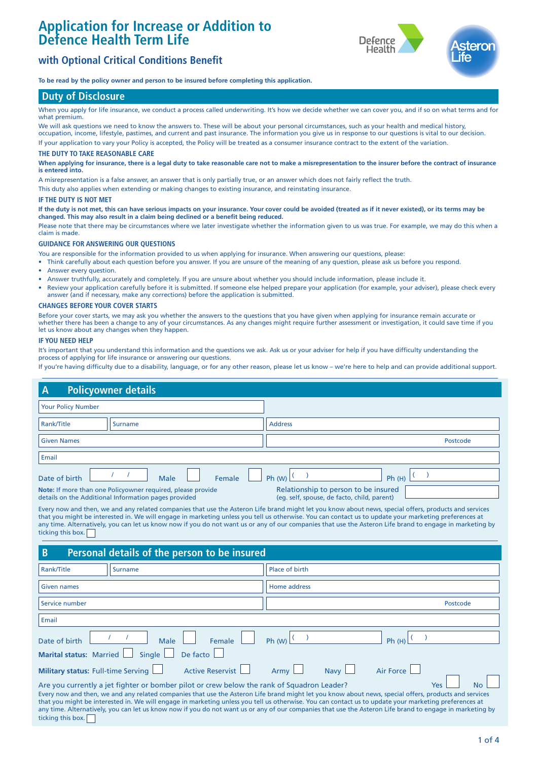# Application for Increase or Addition to Defence Health Term Life

## with Optional Critical Conditions Benefit

**To be read by the policy owner and person to be insured before completing this application.**

## Duty of Disclosure

When you apply for life insurance, we conduct a process called underwriting. It's how we decide whether we can cover you, and if so on what terms and for what premium.

We will ask questions we need to know the answers to. These will be about your personal circumstances, such as your health and medical history, occupation, income, lifestyle, pastimes, and current and past insurance. The information you give us in response to our questions is vital to our decision.

If your application to vary your Policy is accepted, the Policy will be treated as a consumer insurance contract to the extent of the variation.

### THE DUTY TO TAKE REASONABLE CARE

**When applying for insurance, there is a legal duty to take reasonable care not to make a misrepresentation to the insurer before the contract of insurance is entered into.**

A misrepresentation is a false answer, an answer that is only partially true, or an answer which does not fairly reflect the truth.

This duty also applies when extending or making changes to existing insurance, and reinstating insurance.

### IF THE DUTY IS NOT MET

**If the duty is not met, this can have serious impacts on your insurance. Your cover could be avoided (treated as if it never existed), or its terms may be changed. This may also result in a claim being declined or a benefit being reduced.**

Please note that there may be circumstances where we later investigate whether the information given to us was true. For example, we may do this when a claim is made.

### GUIDANCE FOR ANSWERING OUR QUESTIONS

You are responsible for the information provided to us when applying for insurance. When answering our questions, please:

- Think carefully about each question before you answer. If you are unsure of the meaning of any question, please ask us before you respond.
- Answer every question.
- Answer truthfully, accurately and completely. If you are unsure about whether you should include information, please include it.
- Review your application carefully before it is submitted. If someone else helped prepare your application (for example, your adviser), please check every answer (and if necessary, make any corrections) before the application is submitted.

### CHANGES BEFORE YOUR COVER STARTS

Before your cover starts, we may ask you whether the answers to the questions that you have given when applying for insurance remain accurate or whether there has been a change to any of your circumstances. As any changes might require further assessment or investigation, it could save time if you let us know about any changes when they happen.

### IF YOU NEED HELP

It's important that you understand this information and the questions we ask. Ask us or your adviser for help if you have difficulty understanding the process of applying for life insurance or answering our questions.

If you're having difficulty due to a disability, language, or for any other reason, please let us know – we're here to help and can provide additional support.

## A Policyowner details

Your Policy Number

Rank/Title | Surname | Address

Given Names | Postcode

Email

Date of birth ___ / ___ / ___ Male ☐ Female ☐ Ph (W) ( ) Ph (H) ( )

**Note:** If more than one Policyowner required, please provide details on the Additional Information pages provided

Relationship to person to be insured (eg. self, spouse, de facto, child, parent)

Every now and then, we and any related companies that use the Asteron Life brand might let you know about news, special offers, products and services that you might be interested in. We will engage in marketing unless you tell us otherwise. You can contact us to update your marketing preferences at any time. Alternatively, you can let us know now if you do not want us or any of our companies that use the Asteron Life brand to engage in marketing by ticking this box. ☐

## B Personal details of the person to be insured

Rank/Title | Surname | Place of birth

Given names | Home address

Service number | Postcode

Email

Date of birth ___ / ___ / ___ Male ☐ Female ☐ Ph (W) ( ) Ph (H) ( )

**Marital status:** Married ☐ Single ☐ De facto ☐

**Military status:** Full-time Serving ☐ Active Reservist ☐ Army ☐ Navy ☐ Air Force ☐

Are you currently a jet fighter or bomber pilot or crew below the rank of Squadron Leader? Yes ☐ No ☐

Every now and then, we and any related companies that use the Asteron Life brand might let you know about news, special offers, products and services that you might be interested in. We will engage in marketing unless you tell us otherwise. You can contact us to update your marketing preferences at any time. Alternatively, you can let us know now if you do not want us or any of our companies that use the Asteron Life brand to engage in marketing by ticking this box. ☐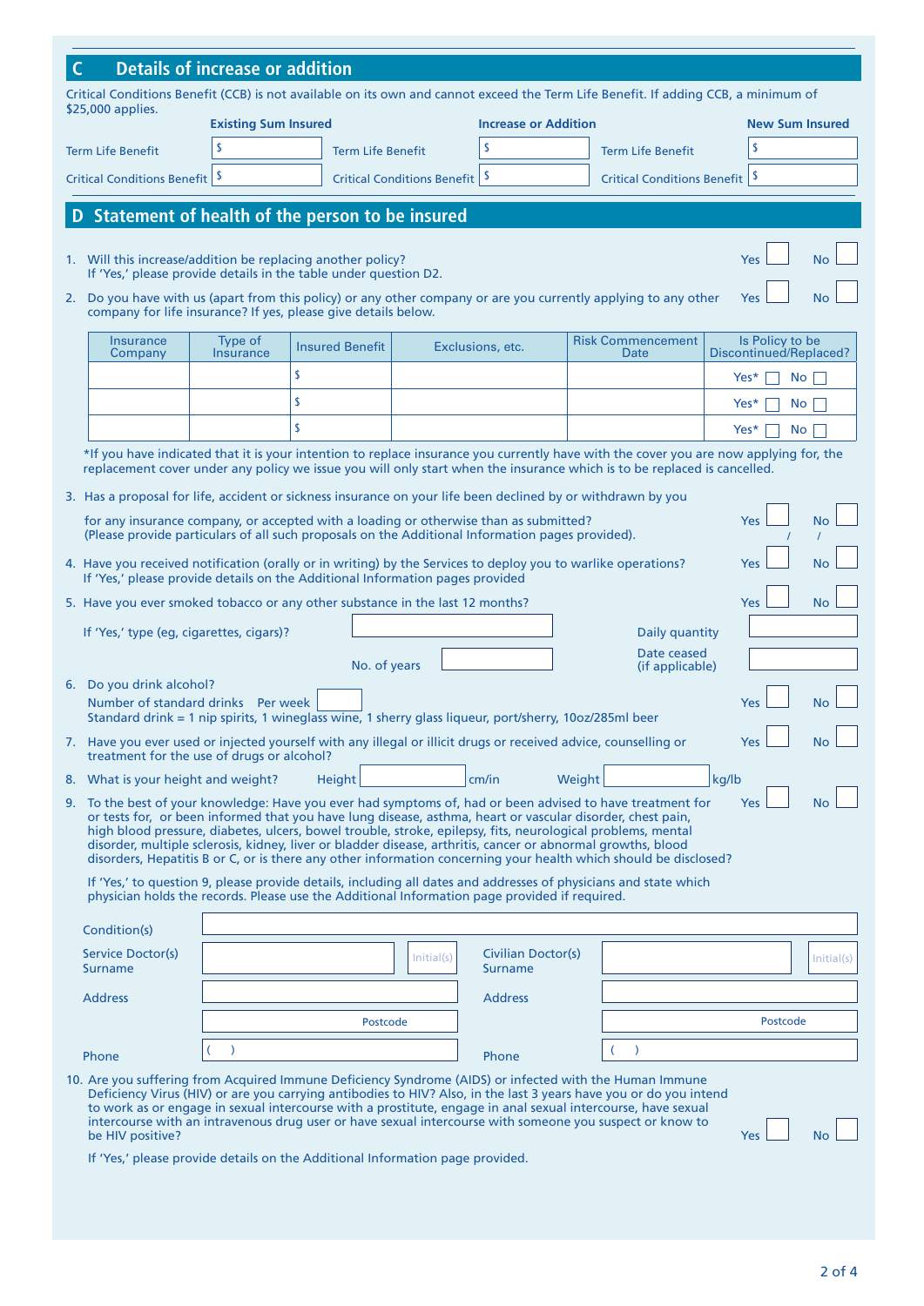## C Details of increase or addition

Critical Conditions Benefit (CCB) is not available on its own and cannot exceed the Term Life Benefit. If adding CCB, a minimum of $25,000 applies.

| | Existing Sum Insured | | Increase or Addition | | New Sum Insured |
|---|---|---|---|---|---|
| Term Life Benefit | $ | Term Life Benefit | $ | Term Life Benefit | $ |
| Critical Conditions Benefit | $ | Critical Conditions Benefit | $ | Critical Conditions Benefit | $ |

## D Statement of health of the person to be insured

1. Will this increase/addition be replacing another policy? Yes ☐ No ☐
   If 'Yes,' please provide details in the table under question D2.

2. Do you have with us (apart from this policy) or any other company or are you currently applying to any other company for life insurance? If yes, please give details below. Yes ☐ No ☐

| Insurance Company | Type of Insurance | Insured Benefit | Exclusions, etc. | Risk Commencement Date | Is Policy to be Discontinued/Replaced? |
|---|---|---|---|---|---|
| | | $ | | | Yes* ☐ No ☐ |
| | | $ | | | Yes* ☐ No ☐ |
| | | $ | | | Yes* ☐ No ☐ |

*If you have indicated that it is your intention to replace insurance you currently have with the cover you are now applying for, the replacement cover under any policy we issue you will only start when the insurance which is to be replaced is cancelled.

3. Has a proposal for life, accident or sickness insurance on your life been declined by or withdrawn by you for any insurance company, or accepted with a loading or otherwise than as submitted? Yes ☐ No ☐
   (Please provide particulars of all such proposals on the Additional Information pages provided).

4. Have you received notification (orally or in writing) by the Services to deploy you to warlike operations? Yes ☐ No ☐
   If 'Yes,' please provide details on the Additional Information pages provided

5. Have you ever smoked tobacco or any other substance in the last 12 months? Yes ☐ No ☐

   If 'Yes,' type (eg, cigarettes, cigars)? ______ Daily quantity ______

   No. of years ______ Date ceased (if applicable) ______

6. Do you drink alcohol? Yes ☐ No ☐
   Number of standard drinks Per week ______
   Standard drink = 1 nip spirits, 1 wineglass wine, 1 sherry glass liqueur, port/sherry, 10oz/285ml beer

7. Have you ever used or injected yourself with any illegal or illicit drugs or received advice, counselling or treatment for the use of drugs or alcohol? Yes ☐ No ☐

8. What is your height and weight? Height ______ cm/in Weight ______ kg/lb

9. To the best of your knowledge: Have you ever had symptoms of, had or been advised to have treatment for or tests for, or been informed that you have lung disease, asthma, heart or vascular disorder, chest pain, high blood pressure, diabetes, ulcers, bowel trouble, stroke, epilepsy, fits, neurological problems, mental disorder, multiple sclerosis, kidney, liver or bladder disease, arthritis, cancer or abnormal growths, blood disorders, Hepatitis B or C, or is there any other information concerning your health which should be disclosed? Yes ☐ No ☐

   If 'Yes,' to question 9, please provide details, including all dates and addresses of physicians and state which physician holds the records. Please use the Additional Information page provided if required.

   Condition(s) ______

   | Service Doctor(s) Surname | Initial(s) | Civilian Doctor(s) Surname | Initial(s) |
   |---|---|---|---|
   | Address | | Address | |
   | Postcode | | Postcode | |
   | Phone ( ) | | Phone ( ) | |

10. Are you suffering from Acquired Immune Deficiency Syndrome (AIDS) or infected with the Human Immune Deficiency Virus (HIV) or are you carrying antibodies to HIV? Also, in the last 3 years have you or do you intend to work as or engage in sexual intercourse with a prostitute, engage in anal sexual intercourse, have sexual intercourse with an intravenous drug user or have sexual intercourse with someone you suspect or know to be HIV positive? Yes ☐ No ☐

    If 'Yes,' please provide details on the Additional Information page provided.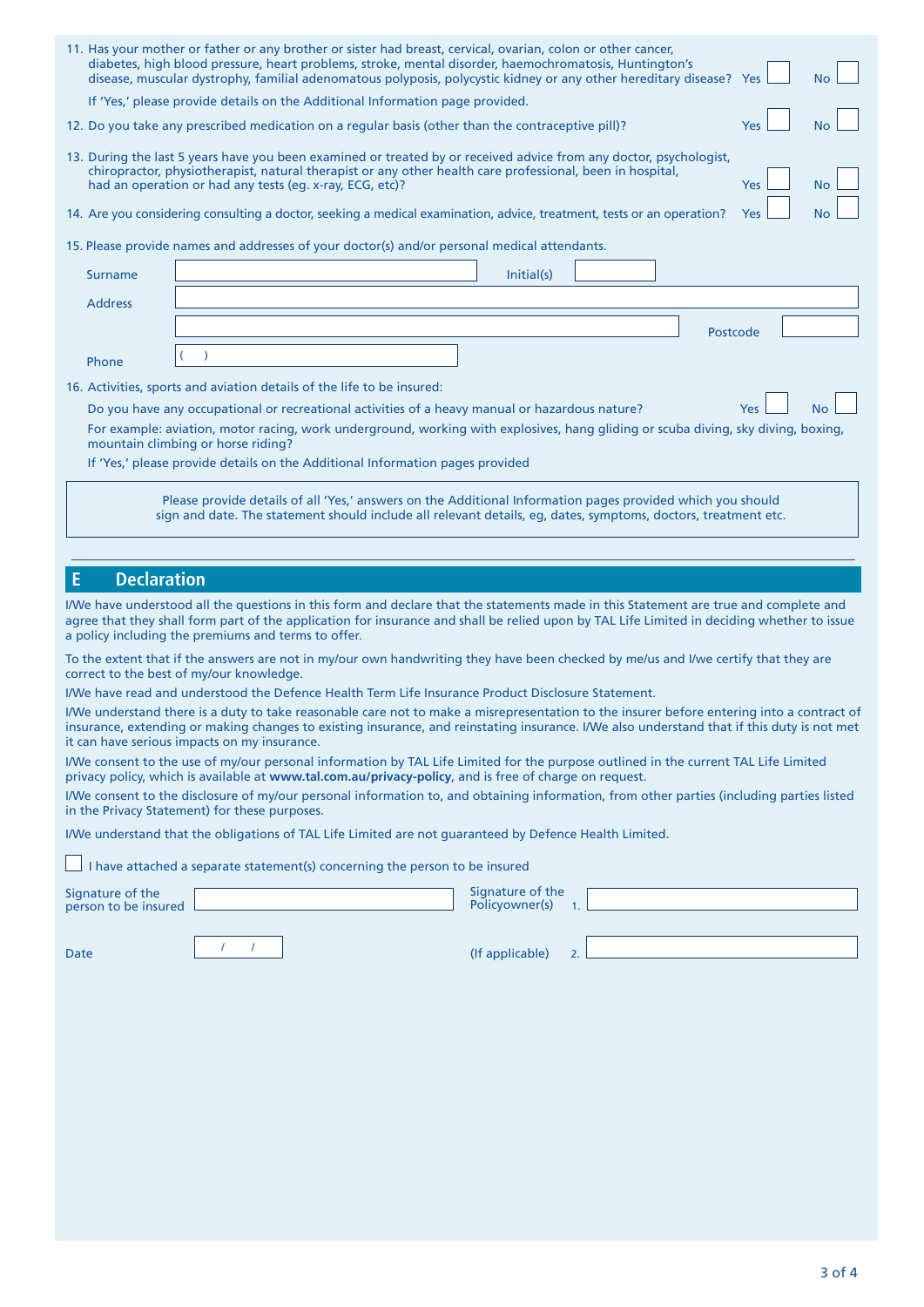11. Has your mother or father or any brother or sister had breast, cervical, ovarian, colon or other cancer, diabetes, high blood pressure, heart problems, stroke, mental disorder, haemochromatosis, Huntington's disease, muscular dystrophy, familial adenomatous polyposis, polycystic kidney or any other hereditary disease? Yes ☐ No ☐

    If 'Yes,' please provide details on the Additional Information page provided.

12. Do you take any prescribed medication on a regular basis (other than the contraceptive pill)? Yes ☐ No ☐

13. During the last 5 years have you been examined or treated by or received advice from any doctor, psychologist, chiropractor, physiotherapist, natural therapist or any other health care professional, been in hospital, had an operation or had any tests (eg. x-ray, ECG, etc)? Yes ☐ No ☐

14. Are you considering consulting a doctor, seeking a medical examination, advice, treatment, tests or an operation? Yes ☐ No ☐

15. Please provide names and addresses of your doctor(s) and/or personal medical attendants.

    Surname ______________________ Initial(s) __________

    Address ______________________________________________

    ______________________________________________ Postcode __________

    Phone (    ) ______________________

16. Activities, sports and aviation details of the life to be insured:

    Do you have any occupational or recreational activities of a heavy manual or hazardous nature? Yes ☐ No ☐

    For example: aviation, motor racing, work underground, working with explosives, hang gliding or scuba diving, sky diving, boxing, mountain climbing or horse riding?

    If 'Yes,' please provide details on the Additional Information pages provided

> Please provide details of all 'Yes,' answers on the Additional Information pages provided which you should sign and date. The statement should include all relevant details, eg, dates, symptoms, doctors, treatment etc.

## E Declaration

I/We have understood all the questions in this form and declare that the statements made in this Statement are true and complete and agree that they shall form part of the application for insurance and shall be relied upon by TAL Life Limited in deciding whether to issue a policy including the premiums and terms to offer.

To the extent that if the answers are not in my/our own handwriting they have been checked by me/us and I/we certify that they are correct to the best of my/our knowledge.

I/We have read and understood the Defence Health Term Life Insurance Product Disclosure Statement.

I/We understand there is a duty to take reasonable care not to make a misrepresentation to the insurer before entering into a contract of insurance, extending or making changes to existing insurance, and reinstating insurance. I/We also understand that if this duty is not met it can have serious impacts on my insurance.

I/We consent to the use of my/our personal information by TAL Life Limited for the purpose outlined in the current TAL Life Limited privacy policy, which is available at **www.tal.com.au/privacy-policy**, and is free of charge on request.

I/We consent to the disclosure of my/our personal information to, and obtaining information, from other parties (including parties listed in the Privacy Statement) for these purposes.

I/We understand that the obligations of TAL Life Limited are not guaranteed by Defence Health Limited.

☐ I have attached a separate statement(s) concerning the person to be insured

Signature of the person to be insured ______________________

Date    /    /

Signature of the Policyowner(s) (If applicable)

1. ______________________

2. ______________________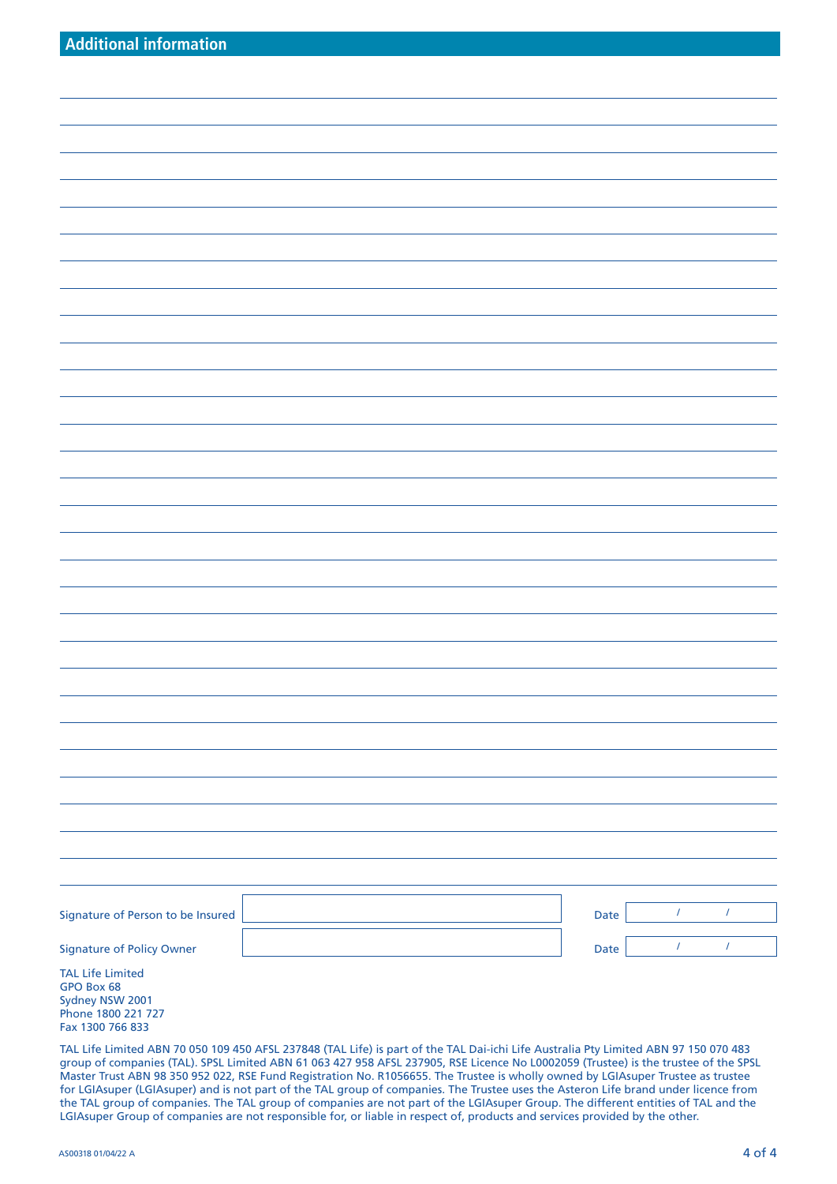## Additional information

| | | | |
|---|---|---|---|
| Signature of Person to be Insured | | Date | / / |
| Signature of Policy Owner | | Date | / / |

TAL Life Limited
GPO Box 68
Sydney NSW 2001
Phone 1800 221 727
Fax 1300 766 833

TAL Life Limited ABN 70 050 109 450 AFSL 237848 (TAL Life) is part of the TAL Dai-ichi Life Australia Pty Limited ABN 97 150 070 483 group of companies (TAL). SPSL Limited ABN 61 063 427 958 AFSL 237905, RSE Licence No L0002059 (Trustee) is the trustee of the SPSL Master Trust ABN 98 350 952 022, RSE Fund Registration No. R1056655. The Trustee is wholly owned by LGIAsuper Trustee as trustee for LGIAsuper (LGIAsuper) and is not part of the TAL group of companies. The Trustee uses the Asteron Life brand under licence from the TAL group of companies. The TAL group of companies are not part of the LGIAsuper Group. The different entities of TAL and the LGIAsuper Group of companies are not responsible for, or liable in respect of, products and services provided by the other.

AS00318 01/04/22 A